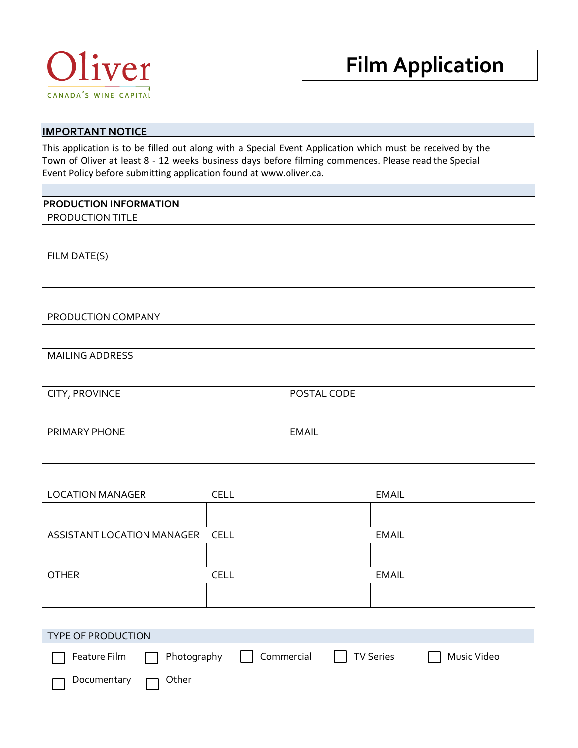Oliver

CANADA'S WINE CAPITAL

# Film Application

## IMPORTANT NOTICE

This application is to be filled out along with a Special Event Application which must be received by the Town of Oliver at least 8 - 12 weeks business days before filming commences. Please read the Special Event Policy before submitting application found at www.oliver.ca.

## PRODUCTION INFORMATION

| PRODUCTION TITLE |
| --- |
| |

| FILM DATE(S) |
| --- |
| |

| PRODUCTION COMPANY |
| --- |
| |

| MAILING ADDRESS |
| --- |
| |

| CITY, PROVINCE | POSTAL CODE |
| --- | --- |
| | |

| PRIMARY PHONE | EMAIL |
| --- | --- |
| | |

| LOCATION MANAGER | CELL | EMAIL |
| --- | --- | --- |
| | | |
| **ASSISTANT LOCATION MANAGER** | **CELL** | **EMAIL** |
| | | |
| **OTHER** | **CELL** | **EMAIL** |
| | | |

## TYPE OF PRODUCTION

- [ ] Feature Film
- [ ] Photography
- [ ] Commercial
- [ ] TV Series
- [ ] Music Video
- [ ] Documentary
- [ ] Other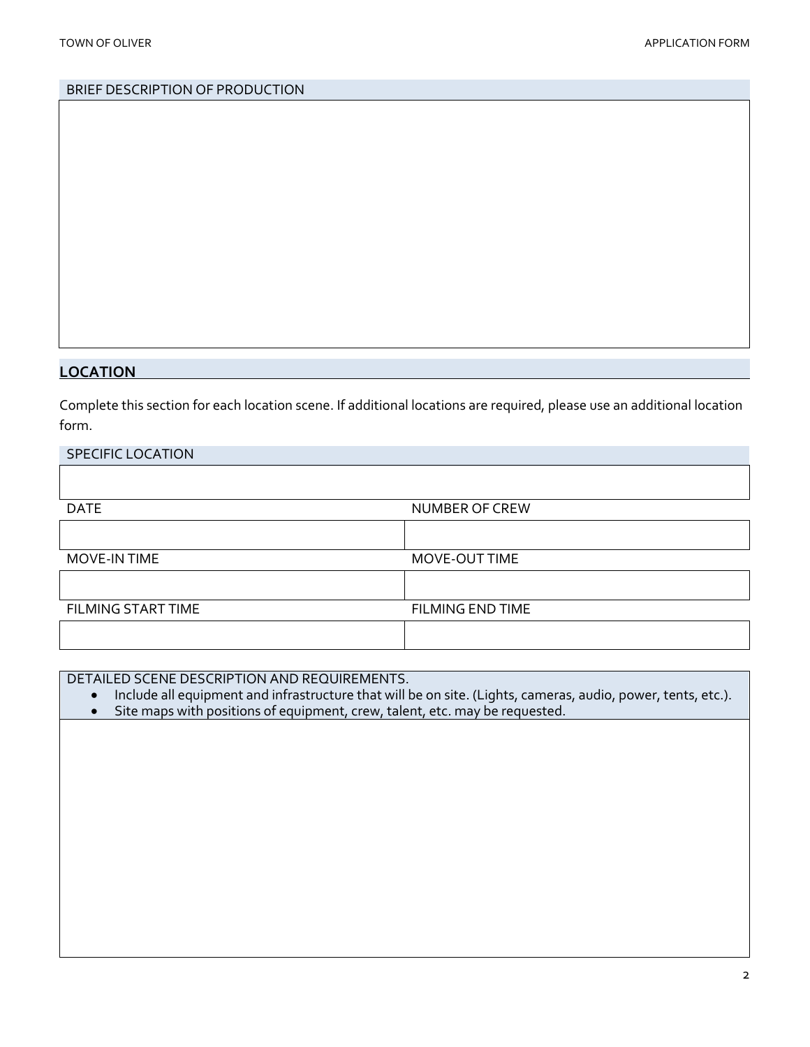## BRIEF DESCRIPTION OF PRODUCTION

## LOCATION

Complete this section for each location scene. If additional locations are required, please use an additional location form.

| SPECIFIC LOCATION | |
| --- | --- |
| | |
| DATE | NUMBER OF CREW |
| | |
| MOVE-IN TIME | MOVE-OUT TIME |
| | |
| FILMING START TIME | FILMING END TIME |
| | |

DETAILED SCENE DESCRIPTION AND REQUIREMENTS.

- Include all equipment and infrastructure that will be on site. (Lights, cameras, audio, power, tents, etc.).
- Site maps with positions of equipment, crew, talent, etc. may be requested.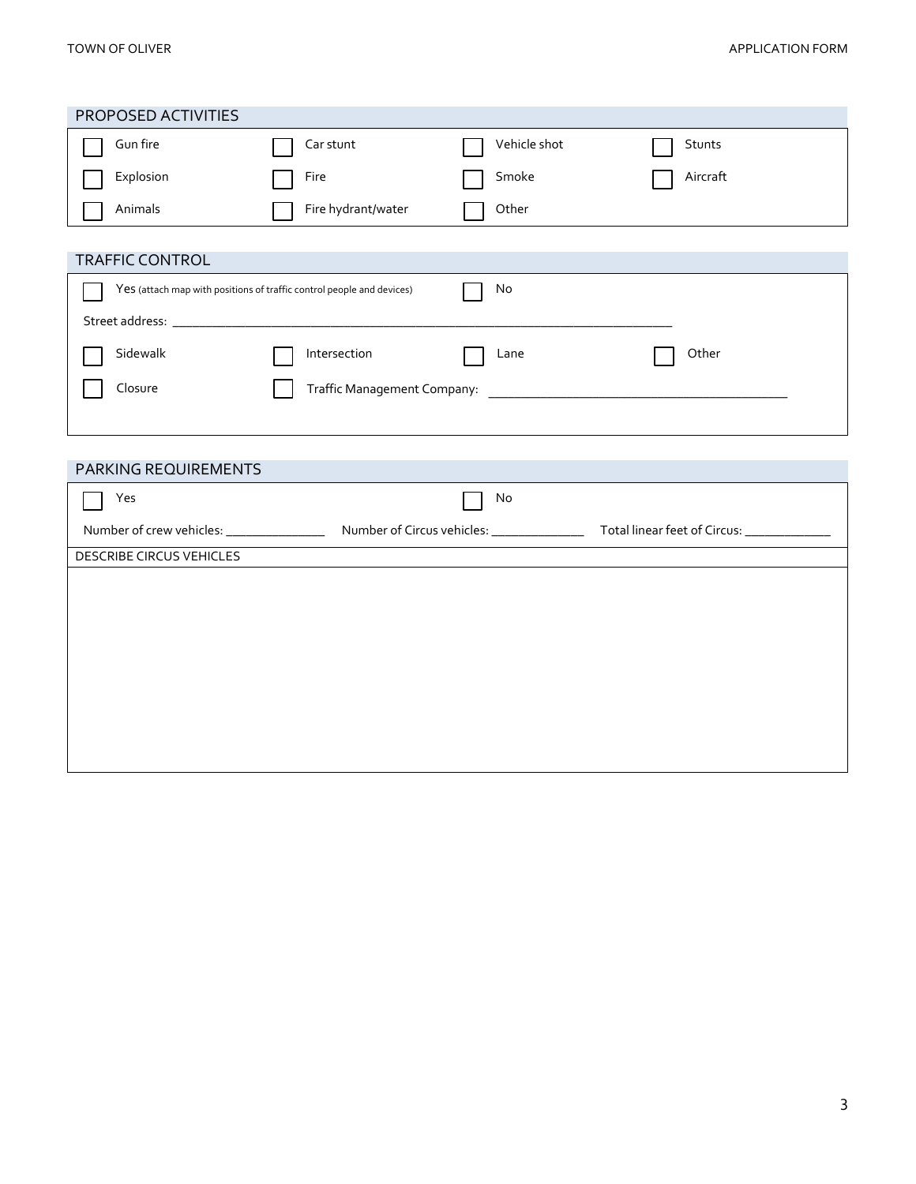## PROPOSED ACTIVITIES

| | | | |
|---|---|---|---|
| ☐ Gun fire | ☐ Car stunt | ☐ Vehicle shot | ☐ Stunts |
| ☐ Explosion | ☐ Fire | ☐ Smoke | ☐ Aircraft |
| ☐ Animals | ☐ Fire hydrant/water | ☐ Other | |

## TRAFFIC CONTROL

☐ Yes (attach map with positions of traffic control people and devices) ☐ No

Street address: ___________________________________________________________________________

| | | | |
|---|---|---|---|
| ☐ Sidewalk | ☐ Intersection | ☐ Lane | ☐ Other |

☐ Closure ☐ Traffic Management Company: ___________________________________________

## PARKING REQUIREMENTS

☐ Yes ☐ No

Number of crew vehicles: _______________ Number of Circus vehicles: ______________ Total linear feet of Circus: _____________

### DESCRIBE CIRCUS VEHICLES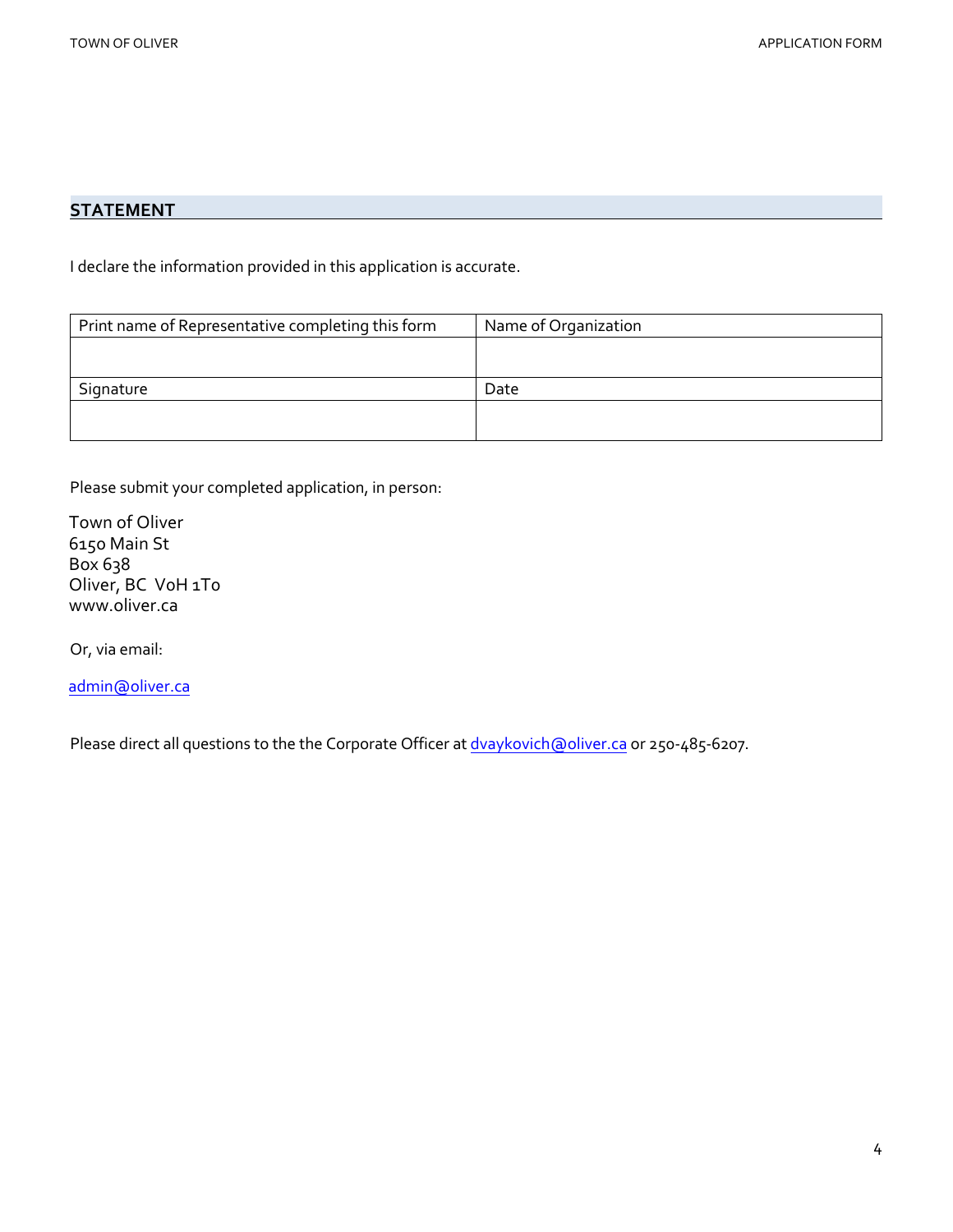## STATEMENT

I declare the information provided in this application is accurate.

| Print name of Representative completing this form | Name of Organization |
| --- | --- |
| | |
| Signature | Date |
| | |

Please submit your completed application, in person:

Town of Oliver
6150 Main St
Box 638
Oliver, BC V0H 1T0
www.oliver.ca

Or, via email:

admin@oliver.ca

Please direct all questions to the the Corporate Officer at dvaykovich@oliver.ca or 250-485-6207.